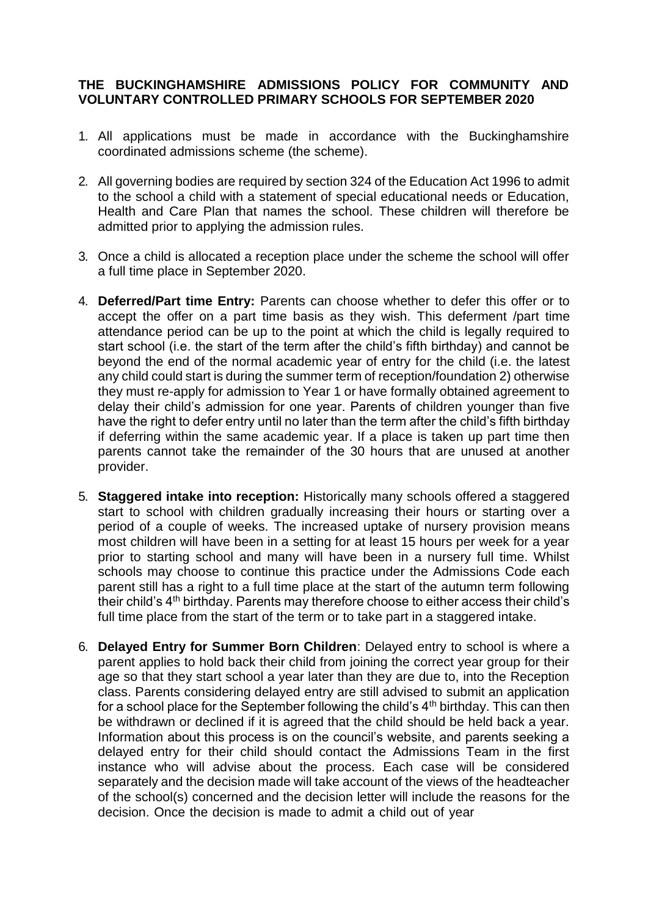# THE BUCKINGHAMSHIRE ADMISSIONS POLICY FOR COMMUNITY AND VOLUNTARY CONTROLLED PRIMARY SCHOOLS FOR SEPTEMBER 2020

1. All applications must be made in accordance with the Buckinghamshire coordinated admissions scheme (the scheme).

2. All governing bodies are required by section 324 of the Education Act 1996 to admit to the school a child with a statement of special educational needs or Education, Health and Care Plan that names the school. These children will therefore be admitted prior to applying the admission rules.

3. Once a child is allocated a reception place under the scheme the school will offer a full time place in September 2020.

4. **Deferred/Part time Entry:** Parents can choose whether to defer this offer or to accept the offer on a part time basis as they wish. This deferment /part time attendance period can be up to the point at which the child is legally required to start school (i.e. the start of the term after the child's fifth birthday) and cannot be beyond the end of the normal academic year of entry for the child (i.e. the latest any child could start is during the summer term of reception/foundation 2) otherwise they must re-apply for admission to Year 1 or have formally obtained agreement to delay their child's admission for one year. Parents of children younger than five have the right to defer entry until no later than the term after the child's fifth birthday if deferring within the same academic year. If a place is taken up part time then parents cannot take the remainder of the 30 hours that are unused at another provider.

5. **Staggered intake into reception:** Historically many schools offered a staggered start to school with children gradually increasing their hours or starting over a period of a couple of weeks. The increased uptake of nursery provision means most children will have been in a setting for at least 15 hours per week for a year prior to starting school and many will have been in a nursery full time. Whilst schools may choose to continue this practice under the Admissions Code each parent still has a right to a full time place at the start of the autumn term following their child's 4th birthday. Parents may therefore choose to either access their child's full time place from the start of the term or to take part in a staggered intake.

6. **Delayed Entry for Summer Born Children**: Delayed entry to school is where a parent applies to hold back their child from joining the correct year group for their age so that they start school a year later than they are due to, into the Reception class. Parents considering delayed entry are still advised to submit an application for a school place for the September following the child's 4th birthday. This can then be withdrawn or declined if it is agreed that the child should be held back a year. Information about this process is on the council's website, and parents seeking a delayed entry for their child should contact the Admissions Team in the first instance who will advise about the process. Each case will be considered separately and the decision made will take account of the views of the headteacher of the school(s) concerned and the decision letter will include the reasons for the decision. Once the decision is made to admit a child out of year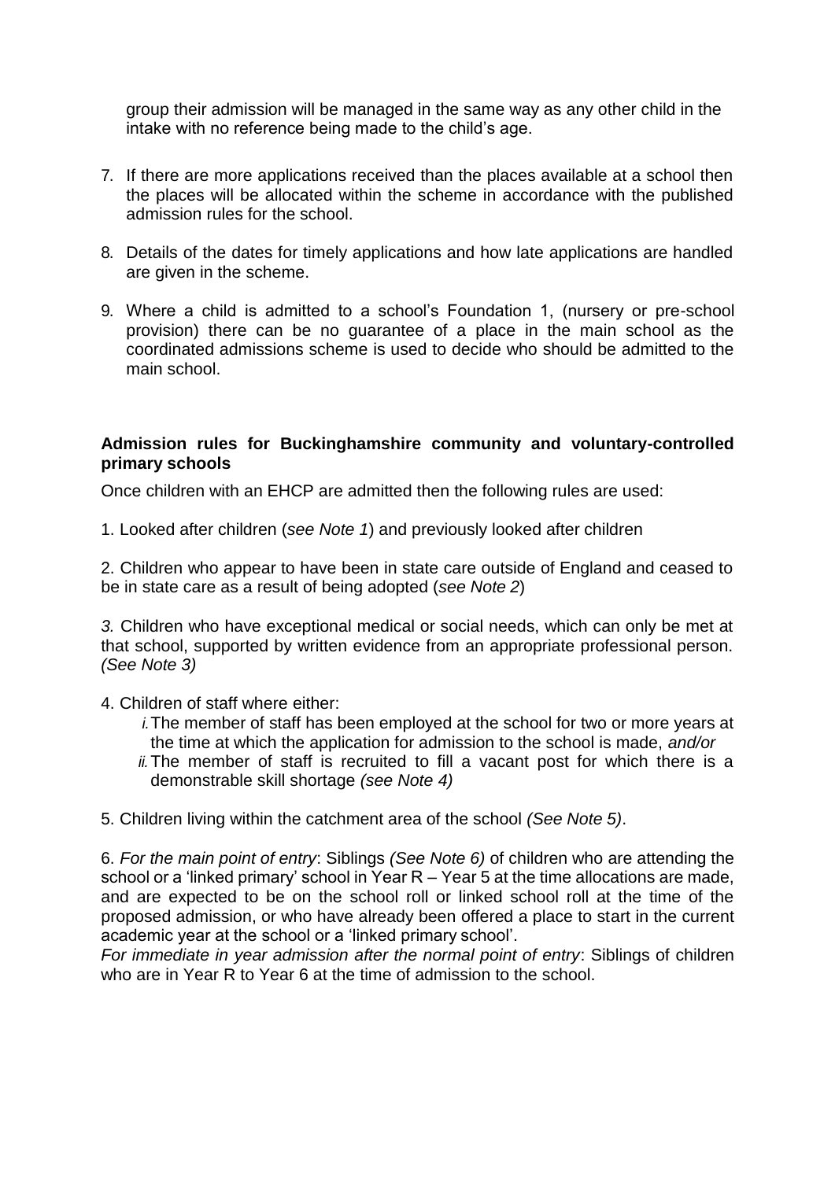group their admission will be managed in the same way as any other child in the intake with no reference being made to the child's age.

7. If there are more applications received than the places available at a school then the places will be allocated within the scheme in accordance with the published admission rules for the school.

8. Details of the dates for timely applications and how late applications are handled are given in the scheme.

9. Where a child is admitted to a school's Foundation 1, (nursery or pre-school provision) there can be no guarantee of a place in the main school as the coordinated admissions scheme is used to decide who should be admitted to the main school.

**Admission rules for Buckinghamshire community and voluntary-controlled primary schools**

Once children with an EHCP are admitted then the following rules are used:

1. Looked after children (*see Note 1*) and previously looked after children

2. Children who appear to have been in state care outside of England and ceased to be in state care as a result of being adopted (*see Note 2*)

3. Children who have exceptional medical or social needs, which can only be met at that school, supported by written evidence from an appropriate professional person. *(See Note 3)*

4. Children of staff where either:
   i. The member of staff has been employed at the school for two or more years at the time at which the application for admission to the school is made, *and/or*
   ii. The member of staff is recruited to fill a vacant post for which there is a demonstrable skill shortage *(see Note 4)*

5. Children living within the catchment area of the school *(See Note 5)*.

6. *For the main point of entry*: Siblings *(See Note 6)* of children who are attending the school or a 'linked primary' school in Year R – Year 5 at the time allocations are made, and are expected to be on the school roll or linked school roll at the time of the proposed admission, or who have already been offered a place to start in the current academic year at the school or a 'linked primary school'.
*For immediate in year admission after the normal point of entry*: Siblings of children who are in Year R to Year 6 at the time of admission to the school.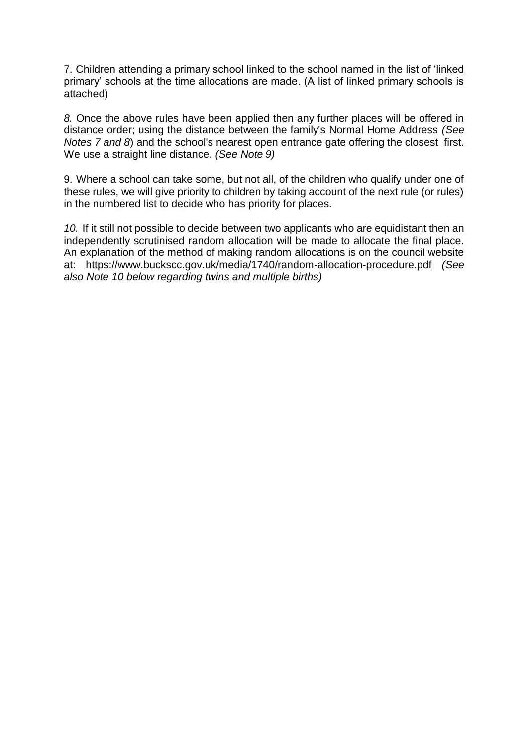7. Children attending a primary school linked to the school named in the list of 'linked primary' schools at the time allocations are made. (A list of linked primary schools is attached)

*8.* Once the above rules have been applied then any further places will be offered in distance order; using the distance between the family's Normal Home Address *(See Notes 7 and 8*) and the school's nearest open entrance gate offering the closest first. We use a straight line distance. *(See Note 9)*

9. Where a school can take some, but not all, of the children who qualify under one of these rules, we will give priority to children by taking account of the next rule (or rules) in the numbered list to decide who has priority for places.

*10.* If it still not possible to decide between two applicants who are equidistant then an independently scrutinised random allocation will be made to allocate the final place. An explanation of the method of making random allocations is on the council website at: https://www.buckscc.gov.uk/media/1740/random-allocation-procedure.pdf *(See also Note 10 below regarding twins and multiple births)*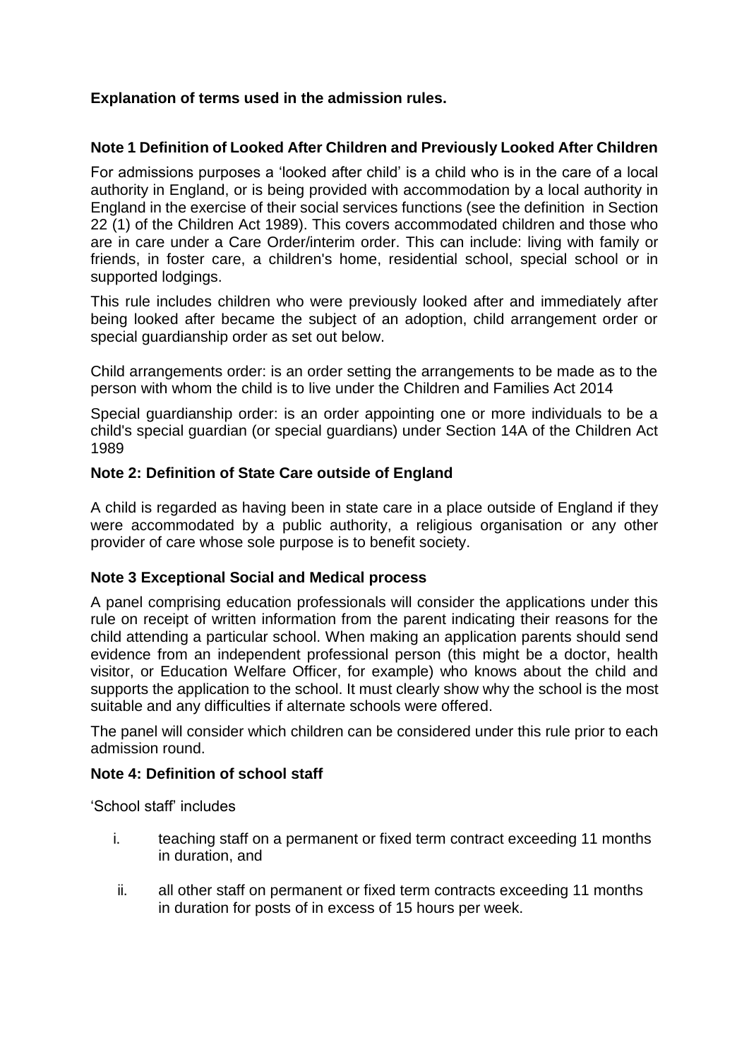**Explanation of terms used in the admission rules.**

**Note 1 Definition of Looked After Children and Previously Looked After Children**

For admissions purposes a 'looked after child' is a child who is in the care of a local authority in England, or is being provided with accommodation by a local authority in England in the exercise of their social services functions (see the definition in Section 22 (1) of the Children Act 1989). This covers accommodated children and those who are in care under a Care Order/interim order. This can include: living with family or friends, in foster care, a children's home, residential school, special school or in supported lodgings.

This rule includes children who were previously looked after and immediately after being looked after became the subject of an adoption, child arrangement order or special guardianship order as set out below.

Child arrangements order: is an order setting the arrangements to be made as to the person with whom the child is to live under the Children and Families Act 2014

Special guardianship order: is an order appointing one or more individuals to be a child's special guardian (or special guardians) under Section 14A of the Children Act 1989

**Note 2: Definition of State Care outside of England**

A child is regarded as having been in state care in a place outside of England if they were accommodated by a public authority, a religious organisation or any other provider of care whose sole purpose is to benefit society.

**Note 3 Exceptional Social and Medical process**

A panel comprising education professionals will consider the applications under this rule on receipt of written information from the parent indicating their reasons for the child attending a particular school. When making an application parents should send evidence from an independent professional person (this might be a doctor, health visitor, or Education Welfare Officer, for example) who knows about the child and supports the application to the school. It must clearly show why the school is the most suitable and any difficulties if alternate schools were offered.

The panel will consider which children can be considered under this rule prior to each admission round.

**Note 4: Definition of school staff**

'School staff' includes

i. teaching staff on a permanent or fixed term contract exceeding 11 months in duration, and

ii. all other staff on permanent or fixed term contracts exceeding 11 months for posts of in excess of 15 hours per week.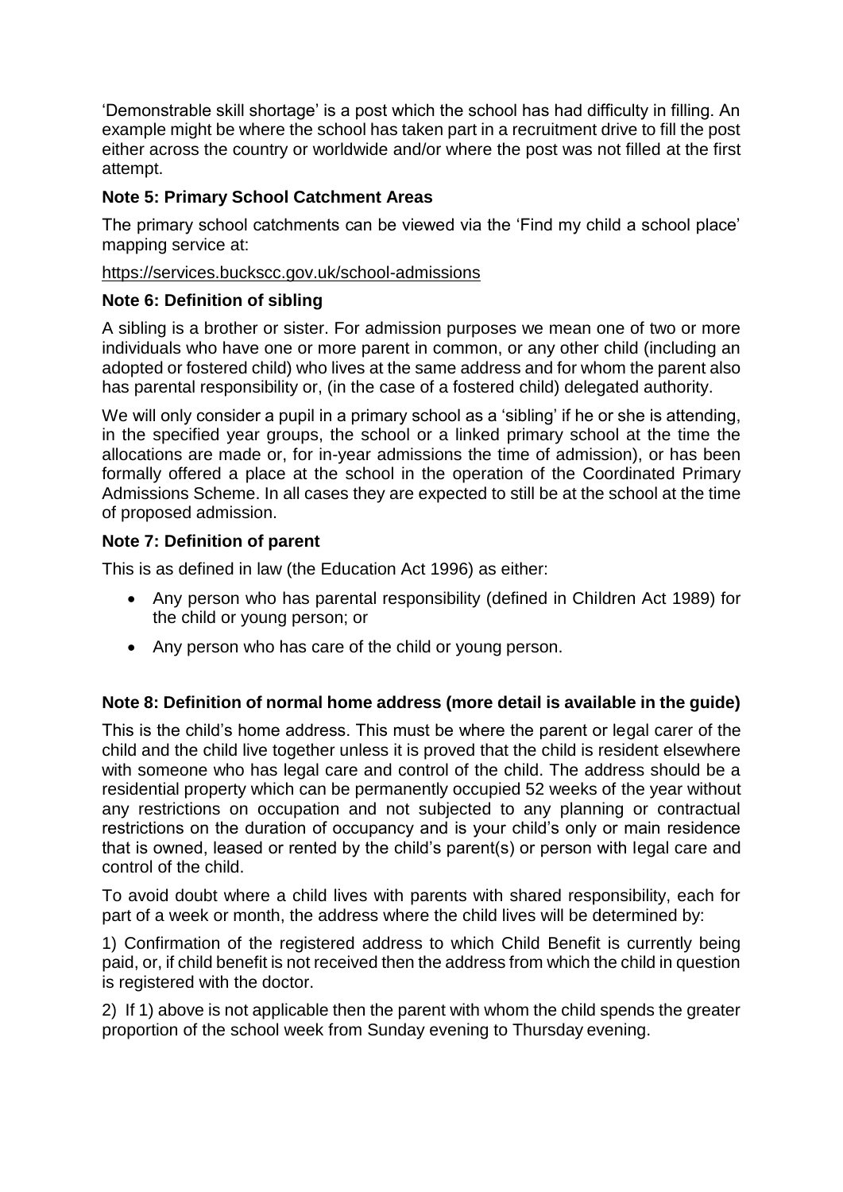'Demonstrable skill shortage' is a post which the school has had difficulty in filling. An example might be where the school has taken part in a recruitment drive to fill the post either across the country or worldwide and/or where the post was not filled at the first attempt.

**Note 5: Primary School Catchment Areas**

The primary school catchments can be viewed via the 'Find my child a school place' mapping service at:

https://services.buckscc.gov.uk/school-admissions

**Note 6: Definition of sibling**

A sibling is a brother or sister. For admission purposes we mean one of two or more individuals who have one or more parent in common, or any other child (including an adopted or fostered child) who lives at the same address and for whom the parent also has parental responsibility or, (in the case of a fostered child) delegated authority.

We will only consider a pupil in a primary school as a 'sibling' if he or she is attending, in the specified year groups, the school or a linked primary school at the time the allocations are made or, for in-year admissions the time of admission), or has been formally offered a place at the school in the operation of the Coordinated Primary Admissions Scheme. In all cases they are expected to still be at the school at the time of proposed admission.

**Note 7: Definition of parent**

This is as defined in law (the Education Act 1996) as either:

- Any person who has parental responsibility (defined in Children Act 1989) for the child or young person; or
- Any person who has care of the child or young person.

**Note 8: Definition of normal home address (more detail is available in the guide)**

This is the child's home address. This must be where the parent or legal carer of the child and the child live together unless it is proved that the child is resident elsewhere with someone who has legal care and control of the child. The address should be a residential property which can be permanently occupied 52 weeks of the year without any restrictions on occupation and not subjected to any planning or contractual restrictions on the duration of occupancy and is your child's only or main residence that is owned, leased or rented by the child's parent(s) or person with legal care and control of the child.

To avoid doubt where a child lives with parents with shared responsibility, each for part of a week or month, the address where the child lives will be determined by:

1) Confirmation of the registered address to which Child Benefit is currently being paid, or, if child benefit is not received then the address from which the child in question is registered with the doctor.

2) If 1) above is not applicable then the parent with whom the child spends the greater proportion of the school week from Sunday evening to Thursday evening.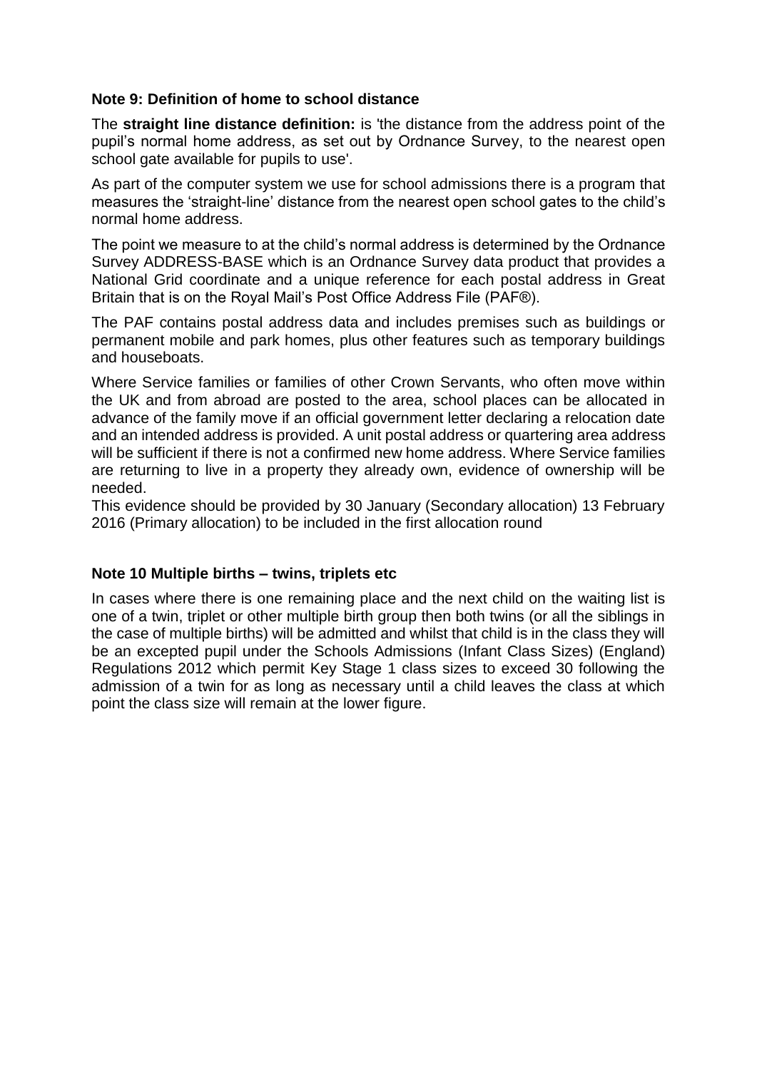### Note 9: Definition of home to school distance

The **straight line distance definition:** is 'the distance from the address point of the pupil's normal home address, as set out by Ordnance Survey, to the nearest open school gate available for pupils to use'.

As part of the computer system we use for school admissions there is a program that measures the 'straight-line' distance from the nearest open school gates to the child's normal home address.

The point we measure to at the child's normal address is determined by the Ordnance Survey ADDRESS-BASE which is an Ordnance Survey data product that provides a National Grid coordinate and a unique reference for each postal address in Great Britain that is on the Royal Mail's Post Office Address File (PAF®).

The PAF contains postal address data and includes premises such as buildings or permanent mobile and park homes, plus other features such as temporary buildings and houseboats.

Where Service families or families of other Crown Servants, who often move within the UK and from abroad are posted to the area, school places can be allocated in advance of the family move if an official government letter declaring a relocation date and an intended address is provided. A unit postal address or quartering area address will be sufficient if there is not a confirmed new home address. Where Service families are returning to live in a property they already own, evidence of ownership will be needed.

This evidence should be provided by 30 January (Secondary allocation) 13 February 2016 (Primary allocation) to be included in the first allocation round

### Note 10 Multiple births – twins, triplets etc

In cases where there is one remaining place and the next child on the waiting list is one of a twin, triplet or other multiple birth group then both twins (or all the siblings in the case of multiple births) will be admitted and whilst that child is in the class they will be an excepted pupil under the Schools Admissions (Infant Class Sizes) (England) Regulations 2012 which permit Key Stage 1 class sizes to exceed 30 following the admission of a twin for as long as necessary until a child leaves the class at which point the class size will remain at the lower figure.